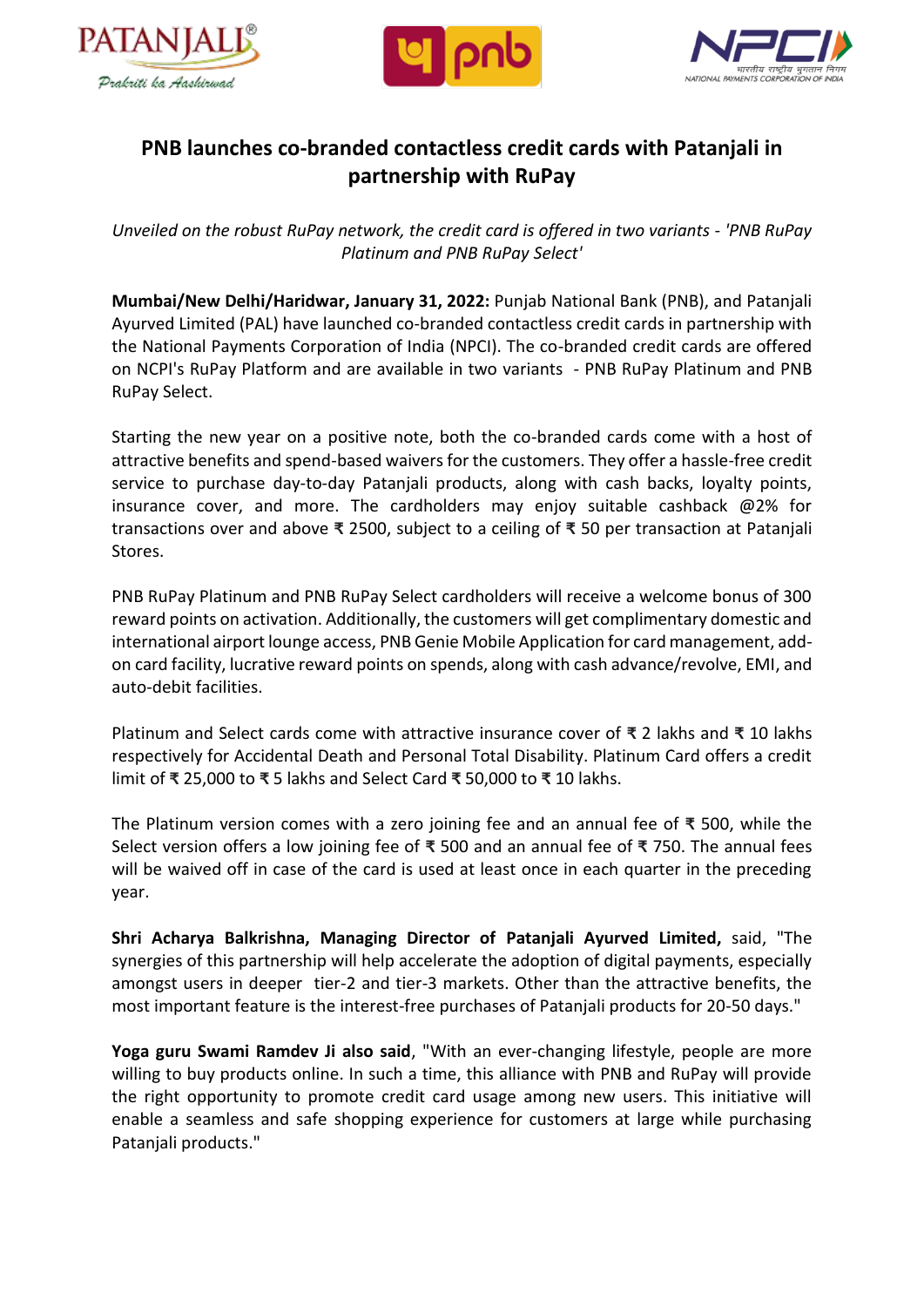# PNB launches co-branded contactless credit cards with Patanjali in partnership with RuPay

*Unveiled on the robust RuPay network, the credit card is offered in two variants - 'PNB RuPay Platinum and PNB RuPay Select'*

**Mumbai/New Delhi/Haridwar, January 31, 2022:** Punjab National Bank (PNB), and Patanjali Ayurved Limited (PAL) have launched co-branded contactless credit cards in partnership with the National Payments Corporation of India (NPCI). The co-branded credit cards are offered on NCPI's RuPay Platform and are available in two variants - PNB RuPay Platinum and PNB RuPay Select.

Starting the new year on a positive note, both the co-branded cards come with a host of attractive benefits and spend-based waivers for the customers. They offer a hassle-free credit service to purchase day-to-day Patanjali products, along with cash backs, loyalty points, insurance cover, and more. The cardholders may enjoy suitable cashback @2% for transactions over and above ₹ 2500, subject to a ceiling of ₹ 50 per transaction at Patanjali Stores.

PNB RuPay Platinum and PNB RuPay Select cardholders will receive a welcome bonus of 300 reward points on activation. Additionally, the customers will get complimentary domestic and international airport lounge access, PNB Genie Mobile Application for card management, add-on card facility, lucrative reward points on spends, along with cash advance/revolve, EMI, and auto-debit facilities.

Platinum and Select cards come with attractive insurance cover of ₹ 2 lakhs and ₹ 10 lakhs respectively for Accidental Death and Personal Total Disability. Platinum Card offers a credit limit of ₹ 25,000 to ₹ 5 lakhs and Select Card ₹ 50,000 to ₹ 10 lakhs.

The Platinum version comes with a zero joining fee and an annual fee of ₹ 500, while the Select version offers a low joining fee of ₹ 500 and an annual fee of ₹ 750. The annual fees will be waived off in case of the card is used at least once in each quarter in the preceding year.

**Shri Acharya Balkrishna, Managing Director of Patanjali Ayurved Limited,** said, "The synergies of this partnership will help accelerate the adoption of digital payments, especially amongst users in deeper tier-2 and tier-3 markets. Other than the attractive benefits, the most important feature is the interest-free purchases of Patanjali products for 20-50 days."

**Yoga guru Swami Ramdev Ji also said**, "With an ever-changing lifestyle, people are more willing to buy products online. In such a time, this alliance with PNB and RuPay will provide the right opportunity to promote credit card usage among new users. This initiative will enable a seamless and safe shopping experience for customers at large while purchasing Patanjali products."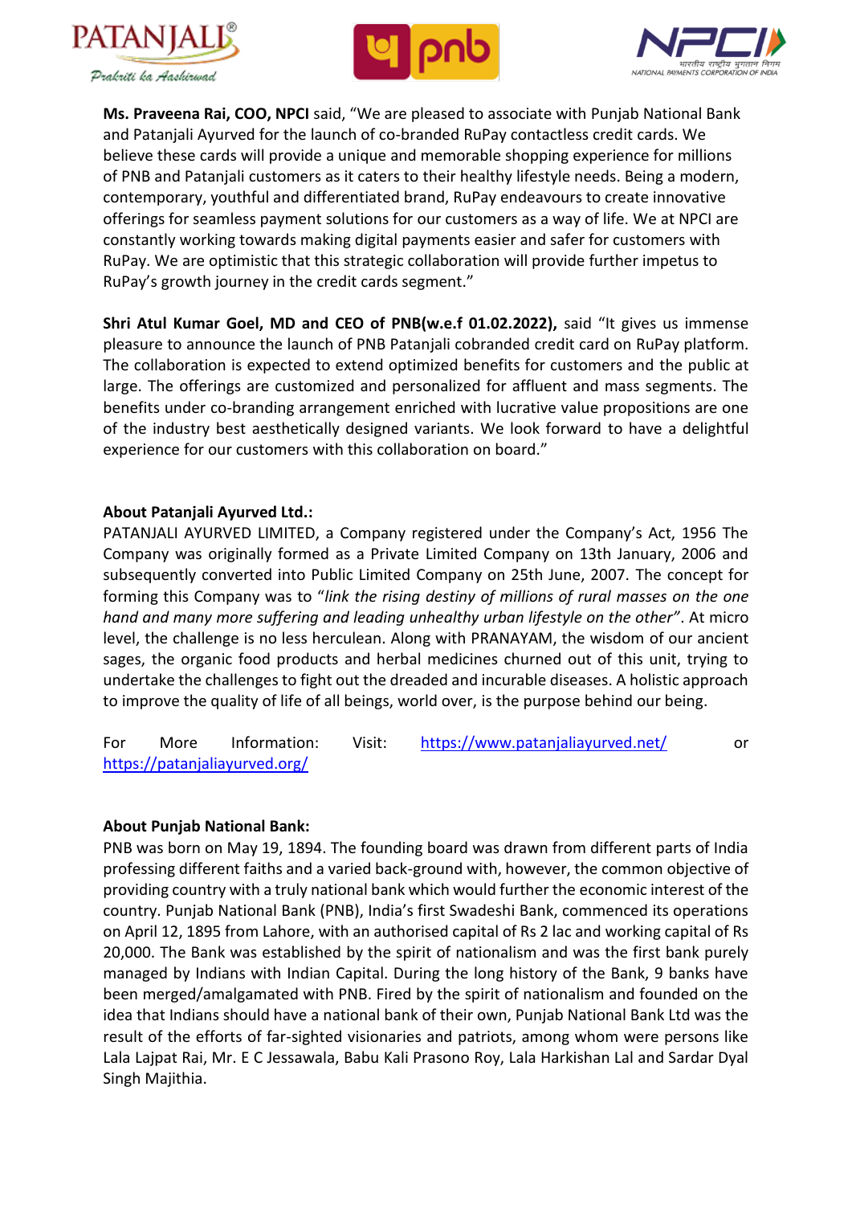**Ms. Praveena Rai, COO, NPCI** said, "We are pleased to associate with Punjab National Bank and Patanjali Ayurved for the launch of co-branded RuPay contactless credit cards. We believe these cards will provide a unique and memorable shopping experience for millions of PNB and Patanjali customers as it caters to their healthy lifestyle needs. Being a modern, contemporary, youthful and differentiated brand, RuPay endeavours to create innovative offerings for seamless payment solutions for our customers as a way of life. We at NPCI are constantly working towards making digital payments easier and safer for customers with RuPay. We are optimistic that this strategic collaboration will provide further impetus to RuPay's growth journey in the credit cards segment."

**Shri Atul Kumar Goel, MD and CEO of PNB(w.e.f 01.02.2022),** said "It gives us immense pleasure to announce the launch of PNB Patanjali cobranded credit card on RuPay platform. The collaboration is expected to extend optimized benefits for customers and the public at large. The offerings are customized and personalized for affluent and mass segments. The benefits under co-branding arrangement enriched with lucrative value propositions are one of the industry best aesthetically designed variants. We look forward to have a delightful experience for our customers with this collaboration on board."

**About Patanjali Ayurved Ltd.:**

PATANJALI AYURVED LIMITED, a Company registered under the Company's Act, 1956 The Company was originally formed as a Private Limited Company on 13th January, 2006 and subsequently converted into Public Limited Company on 25th June, 2007. The concept for forming this Company was to "*link the rising destiny of millions of rural masses on the one hand and many more suffering and leading unhealthy urban lifestyle on the other*". At micro level, the challenge is no less herculean. Along with PRANAYAM, the wisdom of our ancient sages, the organic food products and herbal medicines churned out of this unit, trying to undertake the challenges to fight out the dreaded and incurable diseases. A holistic approach to improve the quality of life of all beings, world over, is the purpose behind our being.

For More Information: Visit: https://www.patanjaliayurved.net/ or https://patanjaliayurved.org/

**About Punjab National Bank:**

PNB was born on May 19, 1894. The founding board was drawn from different parts of India professing different faiths and a varied back-ground with, however, the common objective of providing country with a truly national bank which would further the economic interest of the country. Punjab National Bank (PNB), India's first Swadeshi Bank, commenced its operations on April 12, 1895 from Lahore, with an authorised capital of Rs 2 lac and working capital of Rs 20,000. The Bank was established by the spirit of nationalism and was the first bank purely managed by Indians with Indian Capital. During the long history of the Bank, 9 banks have been merged/amalgamated with PNB. Fired by the spirit of nationalism and founded on the idea that Indians should have a national bank of their own, Punjab National Bank Ltd was the result of the efforts of far-sighted visionaries and patriots, among whom were persons like Lala Lajpat Rai, Mr. E C Jessawala, Babu Kali Prasono Roy, Lala Harkishan Lal and Sardar Dyal Singh Majithia.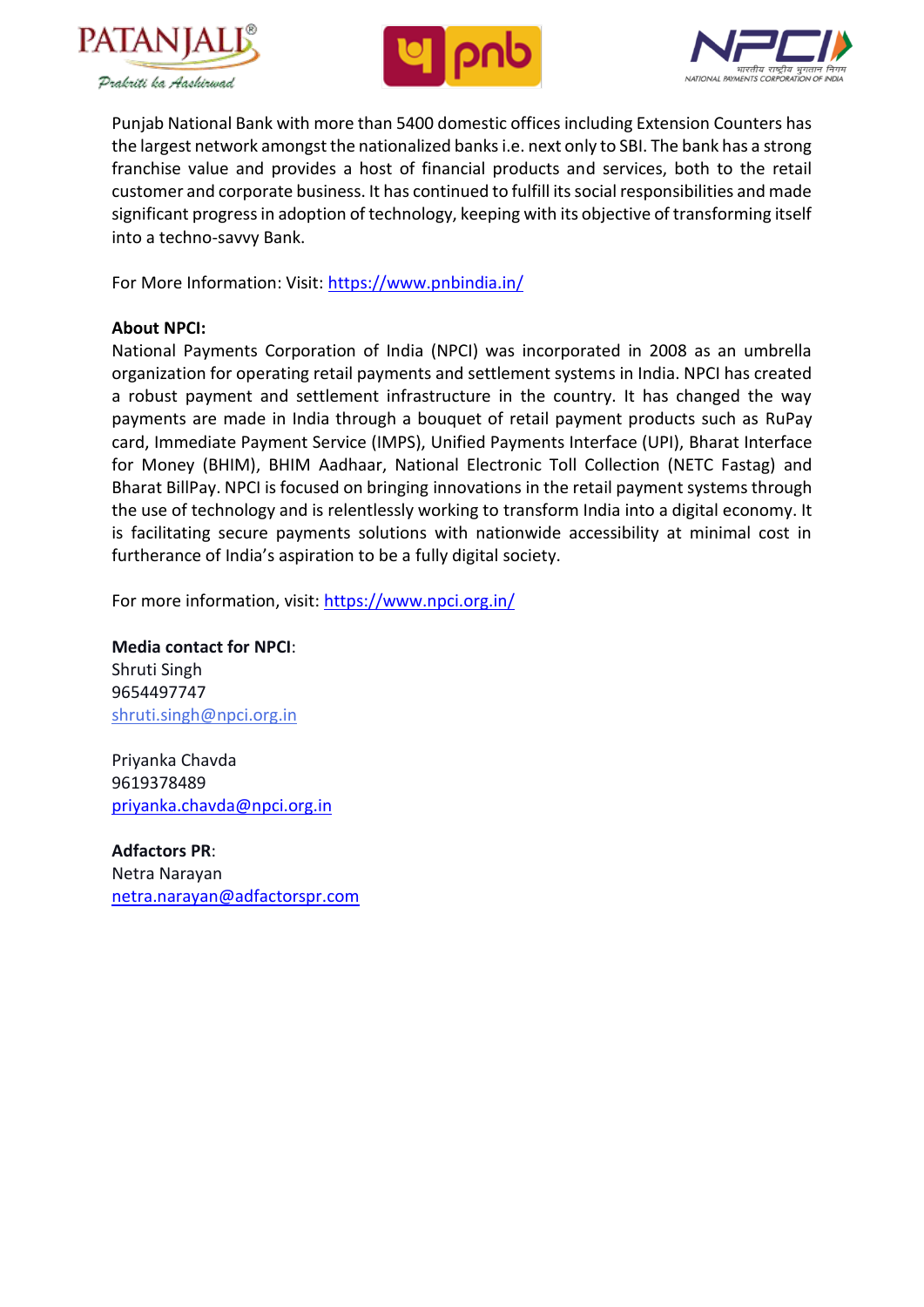Punjab National Bank with more than 5400 domestic offices including Extension Counters has the largest network amongst the nationalized banks i.e. next only to SBI. The bank has a strong franchise value and provides a host of financial products and services, both to the retail customer and corporate business. It has continued to fulfill its social responsibilities and made significant progress in adoption of technology, keeping with its objective of transforming itself into a techno-savvy Bank.

For More Information: Visit: https://www.pnbindia.in/

**About NPCI:**
National Payments Corporation of India (NPCI) was incorporated in 2008 as an umbrella organization for operating retail payments and settlement systems in India. NPCI has created a robust payment and settlement infrastructure in the country. It has changed the way payments are made in India through a bouquet of retail payment products such as RuPay card, Immediate Payment Service (IMPS), Unified Payments Interface (UPI), Bharat Interface for Money (BHIM), BHIM Aadhaar, National Electronic Toll Collection (NETC Fastag) and Bharat BillPay. NPCI is focused on bringing innovations in the retail payment systems through the use of technology and is relentlessly working to transform India into a digital economy. It is facilitating secure payments solutions with nationwide accessibility at minimal cost in furtherance of India's aspiration to be a fully digital society.

For more information, visit: https://www.npci.org.in/

**Media contact for NPCI**:
Shruti Singh
9654497747
shruti.singh@npci.org.in

Priyanka Chavda
9619378489
priyanka.chavda@npci.org.in

**Adfactors PR**:
Netra Narayan
netra.narayan@adfactorspr.com